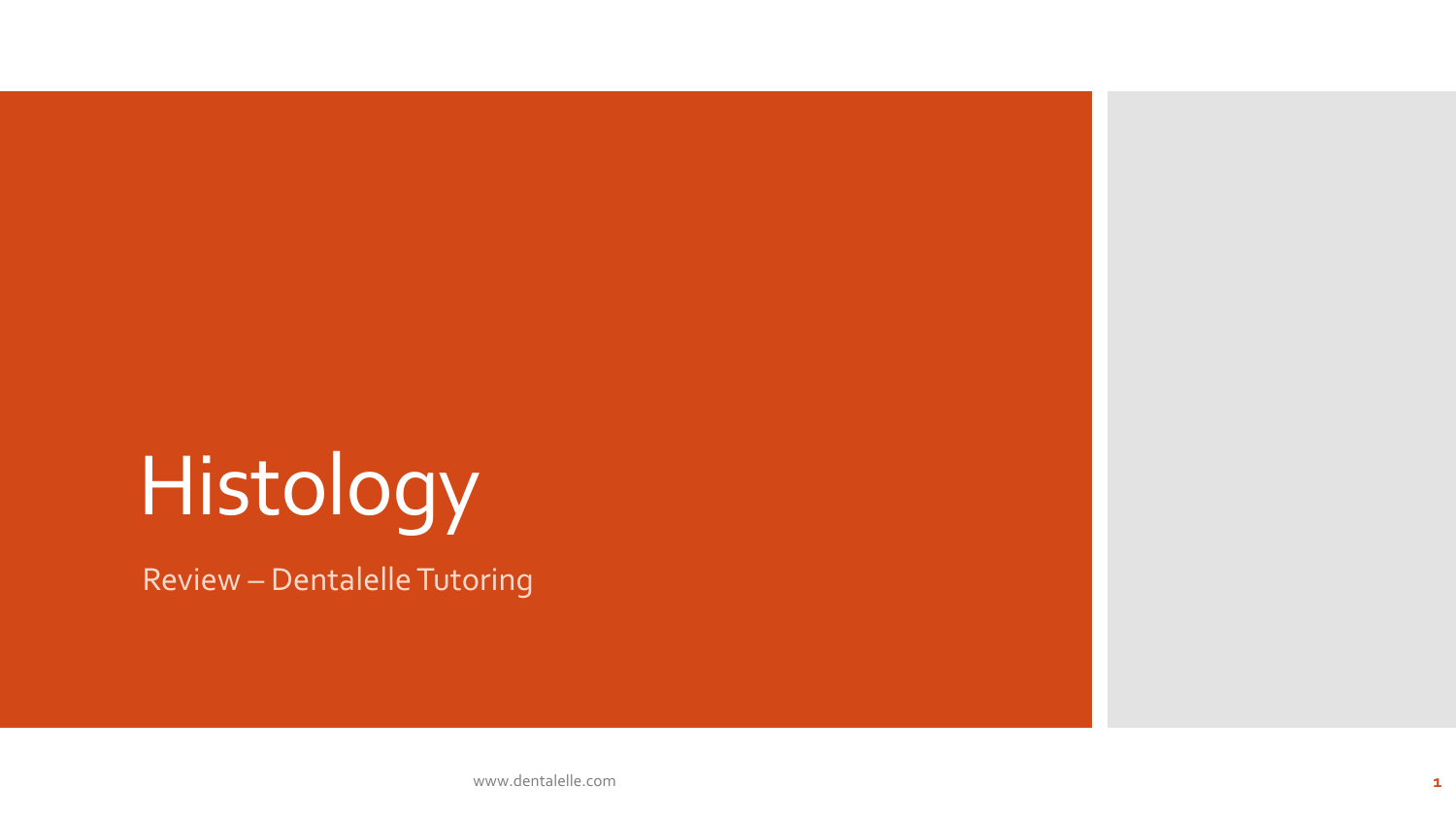# Histology

Review – Dentalelle Tutoring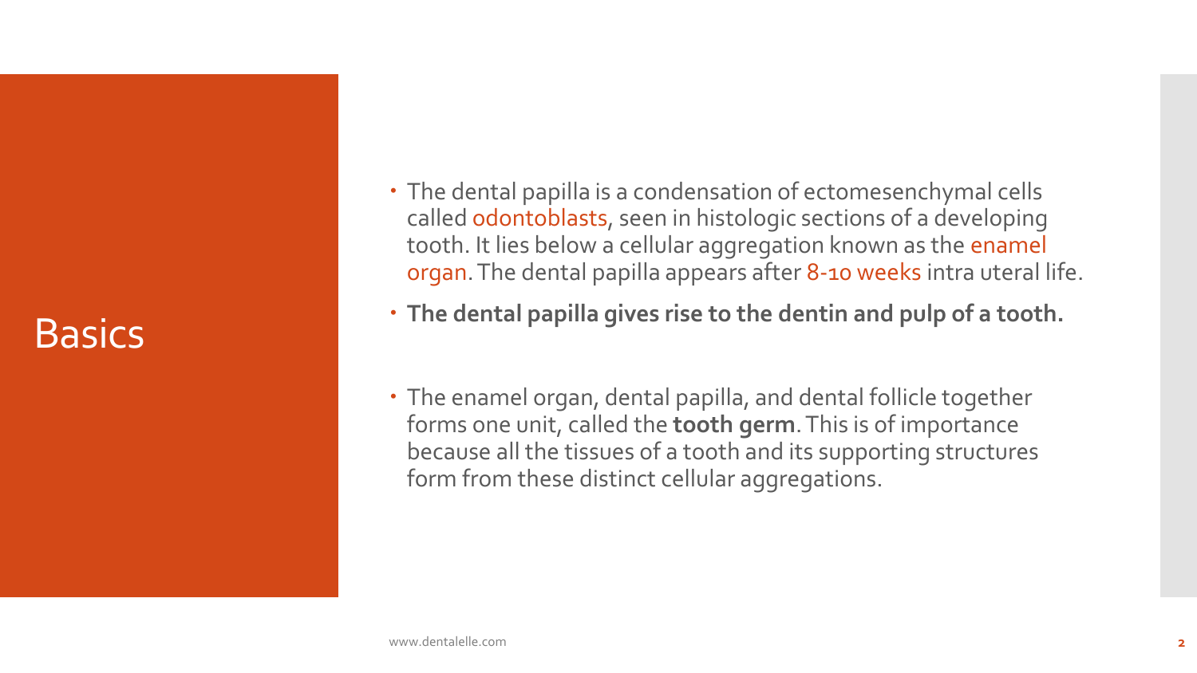# Basics

- The dental papilla is a condensation of ectomesenchymal cells called odontoblasts, seen in histologic sections of a developing tooth. It lies below a cellular aggregation known as the enamel organ. The dental papilla appears after 8-10 weeks intra uteral life.
- **The dental papilla gives rise to the dentin and pulp of a tooth.**
- The enamel organ, dental papilla, and dental follicle together forms one unit, called the **tooth germ**. This is of importance because all the tissues of a tooth and its supporting structures form from these distinct cellular aggregations.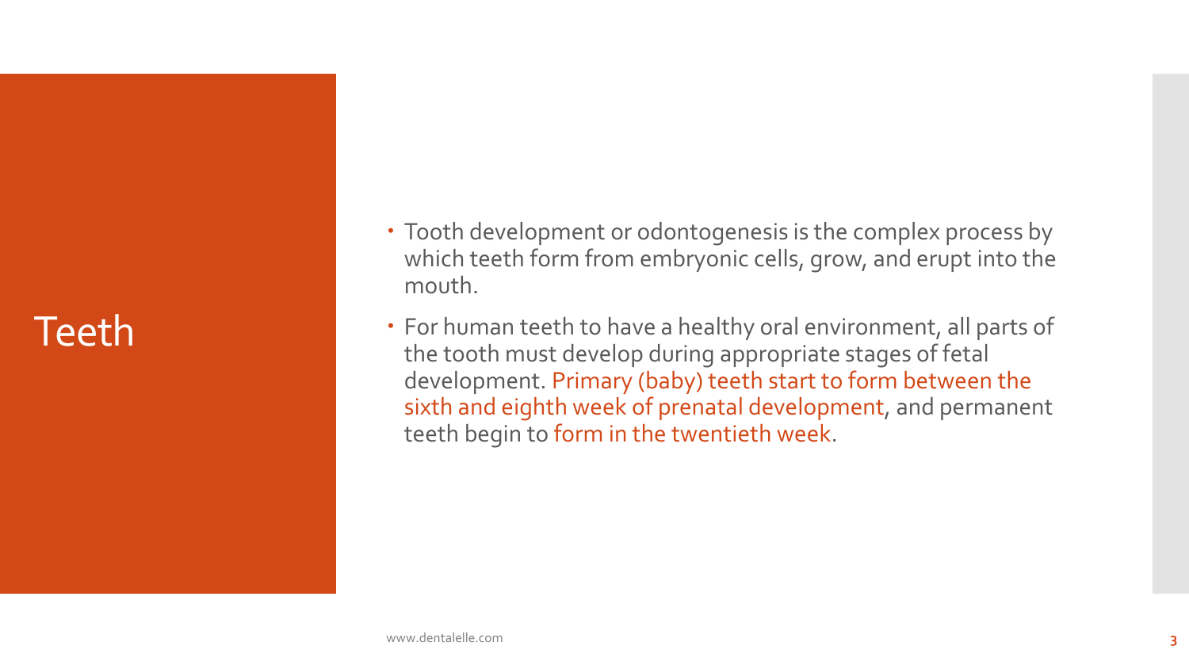# Teeth

- Tooth development or odontogenesis is the complex process by which teeth form from embryonic cells, grow, and erupt into the mouth.
- For human teeth to have a healthy oral environment, all parts of the tooth must develop during appropriate stages of fetal development. Primary (baby) teeth start to form between the sixth and eighth week of prenatal development, and permanent teeth begin to form in the twentieth week.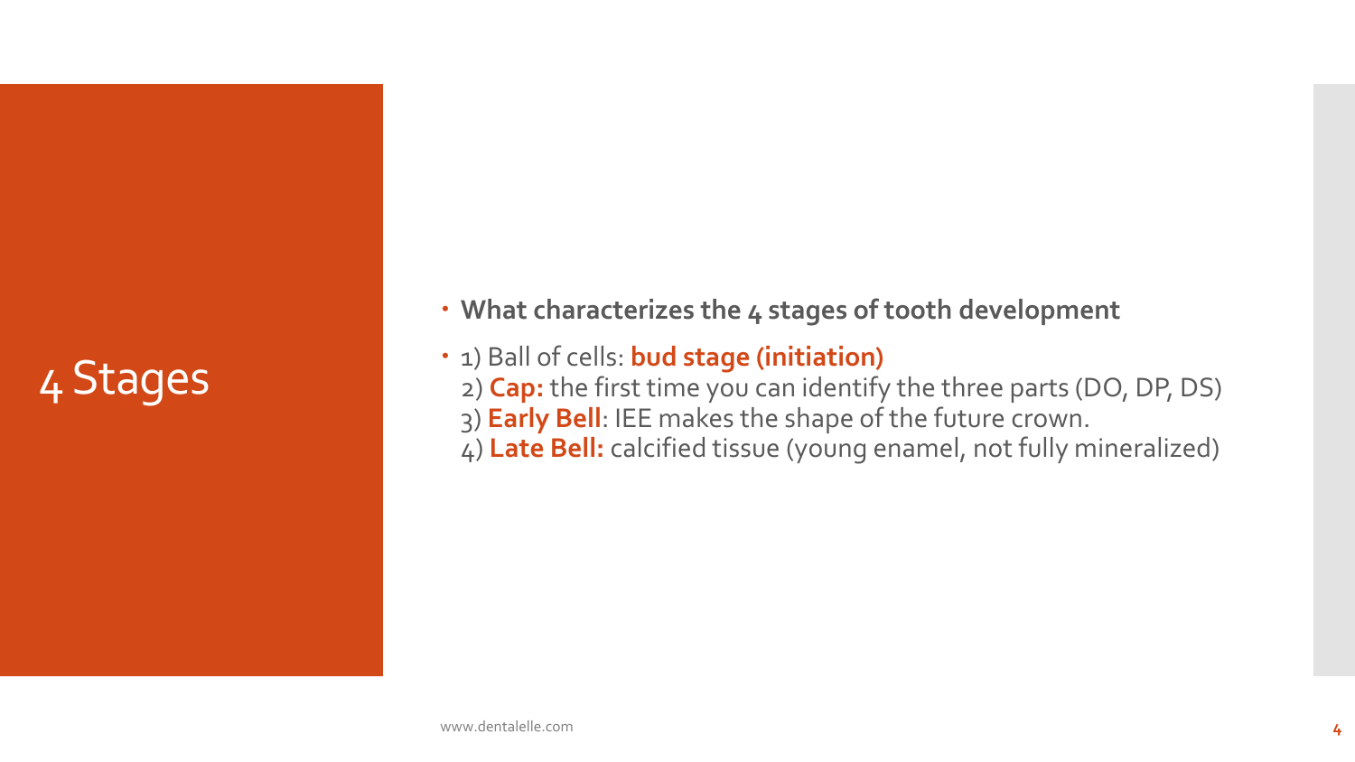# 4 Stages

- **What characterizes the 4 stages of tooth development**
- 1) Ball of cells: **bud stage (initiation)**
  2) **Cap:** the first time you can identify the three parts (DO, DP, DS)
  3) **Early Bell**: IEE makes the shape of the future crown.
  4) **Late Bell:** calcified tissue (young enamel, not fully mineralized)

www.dentalelle.com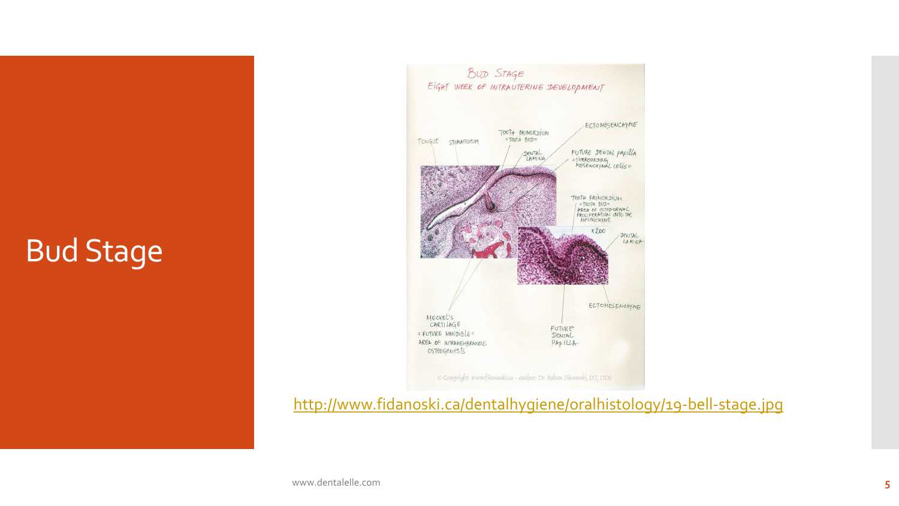# Bud Stage

http://www.fidanoski.ca/dentalhygiene/oralhistology/19-bell-stage.jpg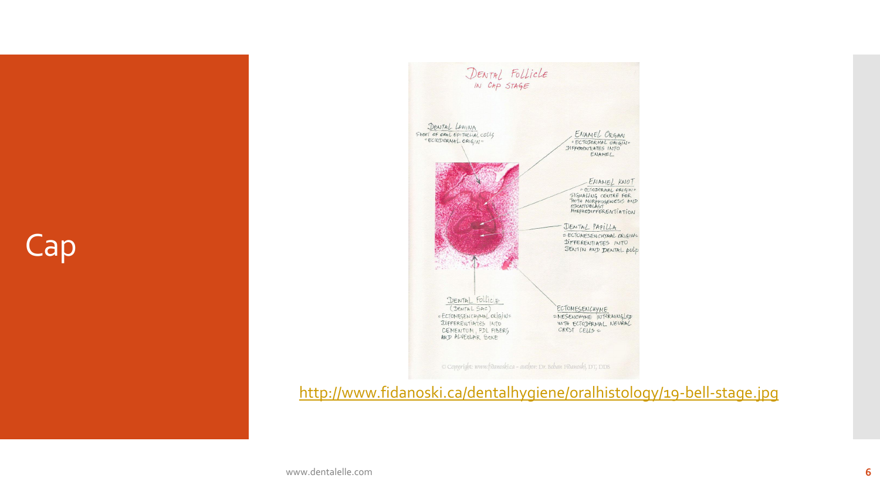# Cap

DENTAL FOLLICLE
IN CAP STAGE

DENTAL LAMINA
SHEET OF ORAL EPITHELIAL CELLS
= ECTODERMAL ORIGIN =

ENAMEL ORGAN
= ECTODERMAL ORIGIN =
DIFFERENTIATES INTO
ENAMEL

ENAMEL KNOT
= ECTODERMAL ORIGIN =
SIGNALING CENTRE FOR
TOOTH MORPHOGENESIS AND
ODONTOBLAST
MORPHODIFFERENTIATION

DENTAL PAPILLA
= ECTOMESENCHYMAL ORIGIN =
DIFFERENTIATES INTO
DENTIN AND DENTAL PULP

DENTAL FOLLICLE
(DENTAL SAC)
= ECTOMESENCHYMAL ORIGIN =
DIFFERENTIATES INTO
CEMENTUM, PDL FIBERS
AND ALVEOLAR BONE

ECTOMESENCHYME
= MESENCHYME INTERMINGLED
WITH ECTODERMAL NEURAL
CREST CELLS =

© Copyright: www.fidanoski.ca - author: Dr. Boban Fidanoski, DT, DDS

http://www.fidanoski.ca/dentalhygiene/oralhistology/19-bell-stage.jpg

www.dentalelle.com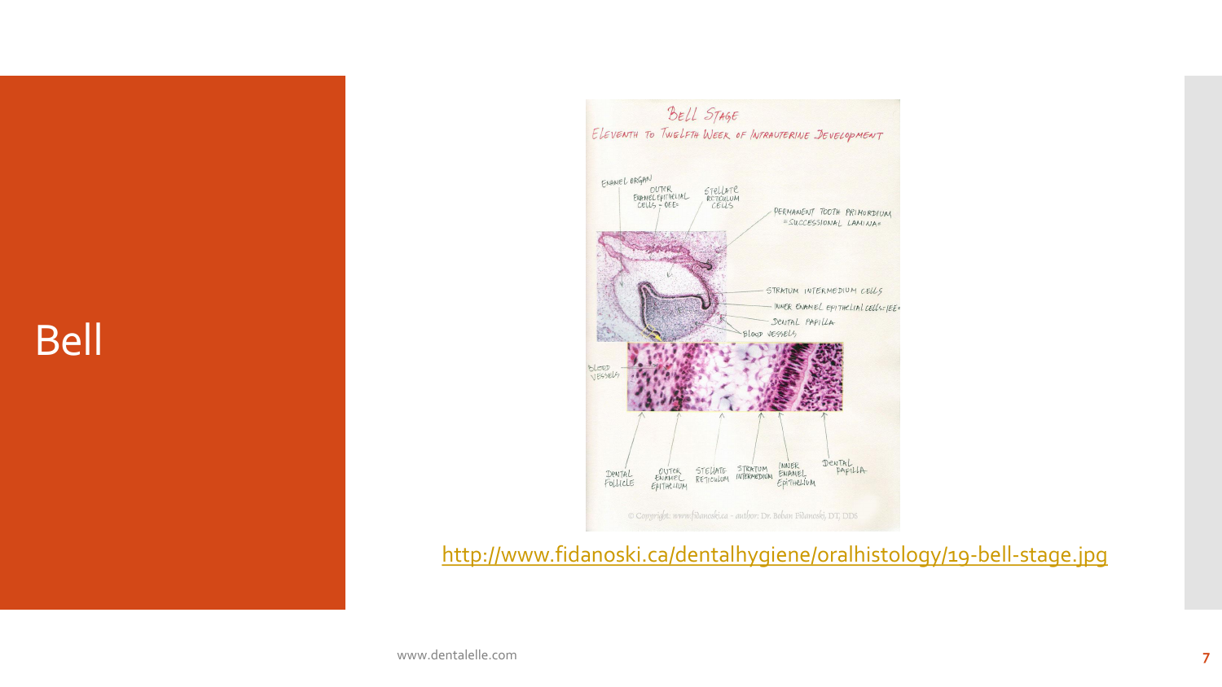# Bell

BELL STAGE
ELEVENTH TO TWELFTH WEEK OF INTRAUTERINE DEVELOPMENT

ENAMEL ORGAN
OUTER ENAMEL EPITHELIAL CELLS = OEE
STELLATE RETICULUM CELLS
PERMANENT TOOTH PRIMORDIUM = SUCCESSIONAL LAMINA
STRATUM INTERMEDIUM CELLS
INNER ENAMEL EPITHELIAL CELLS = IEE
DENTAL PAPILLA
BLOOD VESSELS
BLOOD VESSELS
DENTAL FOLLICLE
OUTER ENAMEL EPITHELIUM
STELLATE RETICULUM
STRATUM INTERMEDIUM
INNER ENAMEL EPITHELIUM
DENTAL PAPILLA

© Copyright: www.fidanoski.ca - author: Dr. Boban Fidanoski, DT, DDS

http://www.fidanoski.ca/dentalhygiene/oralhistology/19-bell-stage.jpg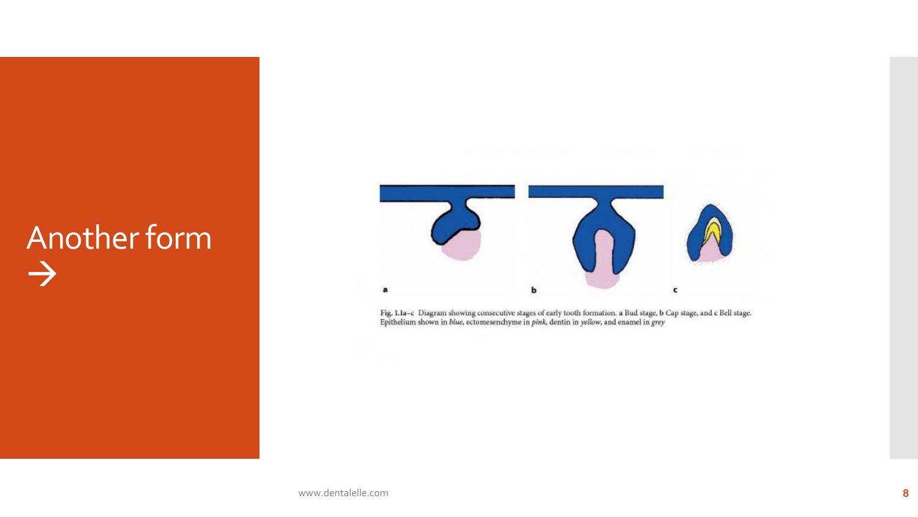# Another form →

a b c

Fig. 1.1a–c Diagram showing consecutive stages of early tooth formation. **a** Bud stage, **b** Cap stage, and **c** Bell stage. Epithelium shown in *blue*, ectomesenchyme in *pink*, dentin in *yellow*, and enamel in *grey*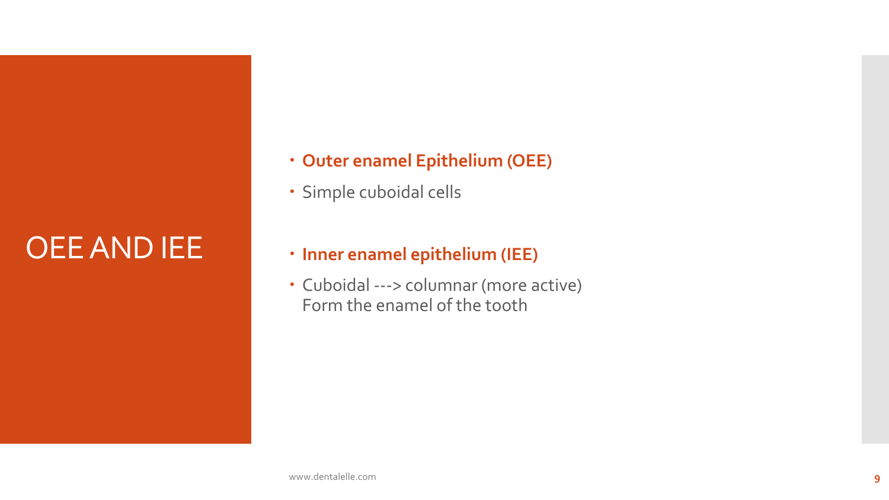# OEE AND IEE

- **Outer enamel Epithelium (OEE)**
- Simple cuboidal cells

- **Inner enamel epithelium (IEE)**
- Cuboidal ---> columnar (more active)
  Form the enamel of the tooth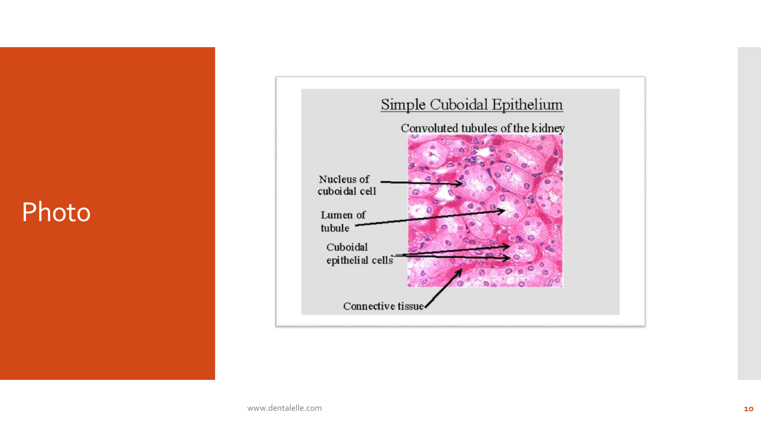# Photo

Simple Cuboidal Epithelium

Convoluted tubules of the kidney

Nucleus of cuboidal cell

Lumen of tubule

Cuboidal epithelial cells

Connective tissue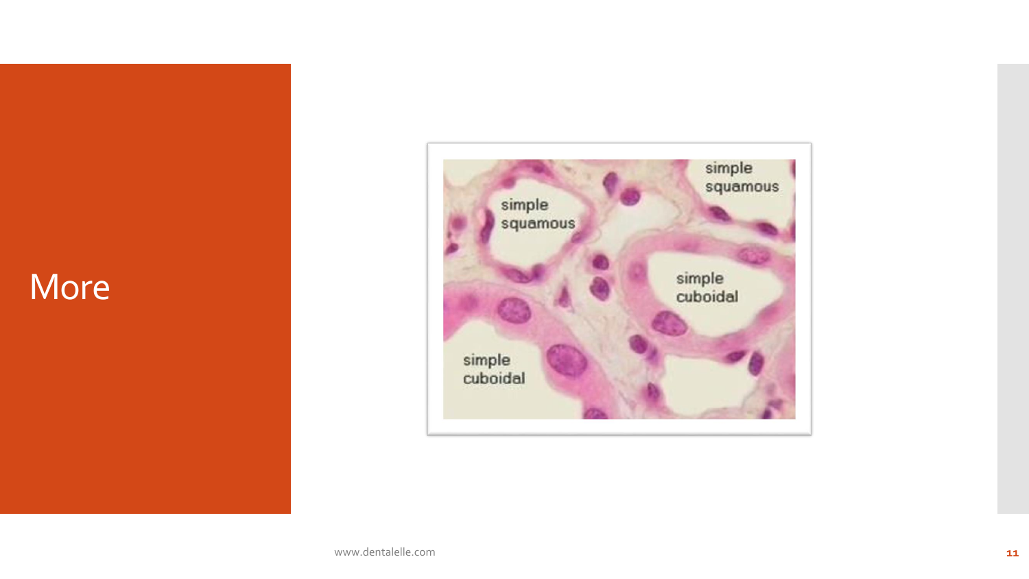# More

simple squamous

simple squamous

simple cuboidal

simple cuboidal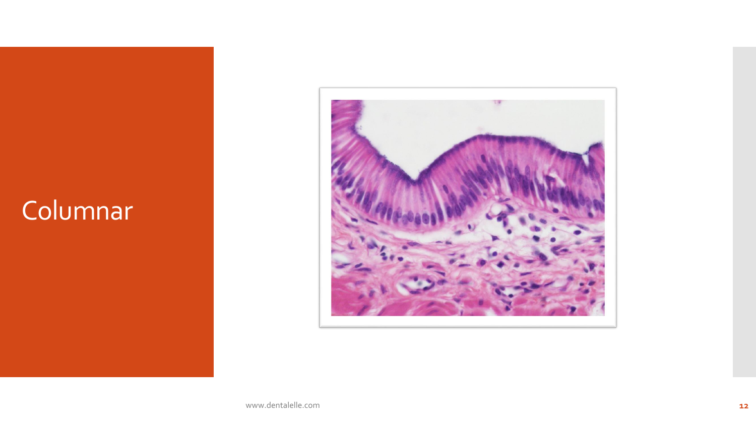# Columnar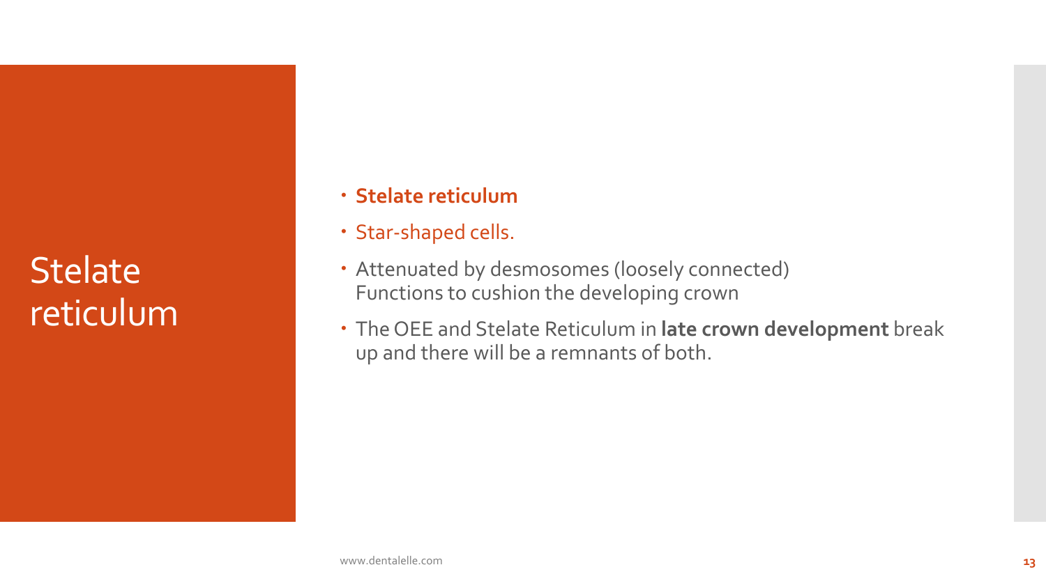# Stelate reticulum

- **Stelate reticulum**
- Star-shaped cells.
- Attenuated by desmosomes (loosely connected)
  Functions to cushion the developing crown
- The OEE and Stelate Reticulum in **late crown development** break up and there will be a remnants of both.

www.dentalelle.com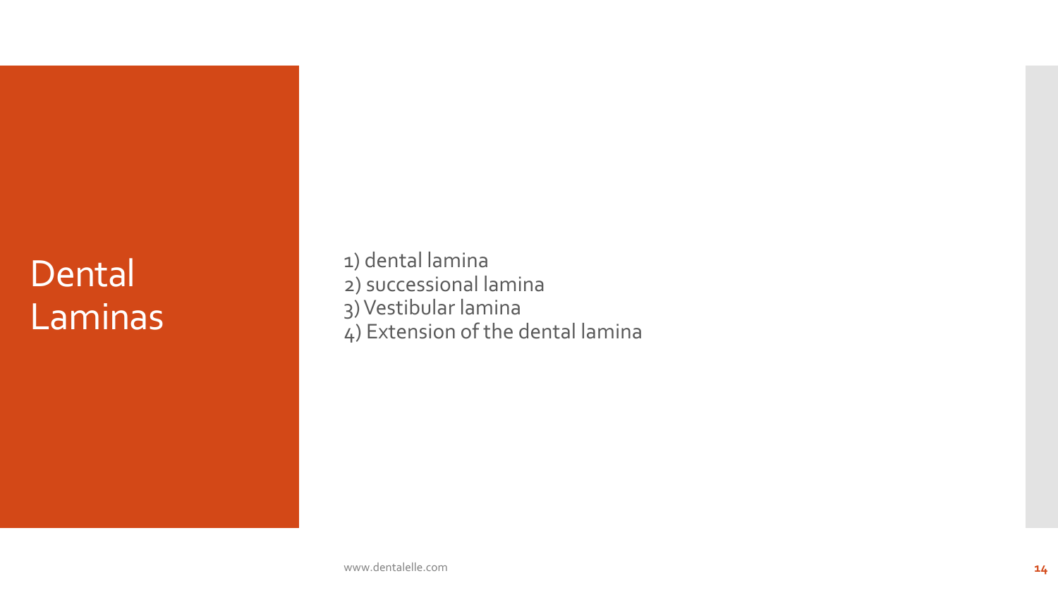# Dental Laminas

1) dental lamina
2) successional lamina
3) Vestibular lamina
4) Extension of the dental lamina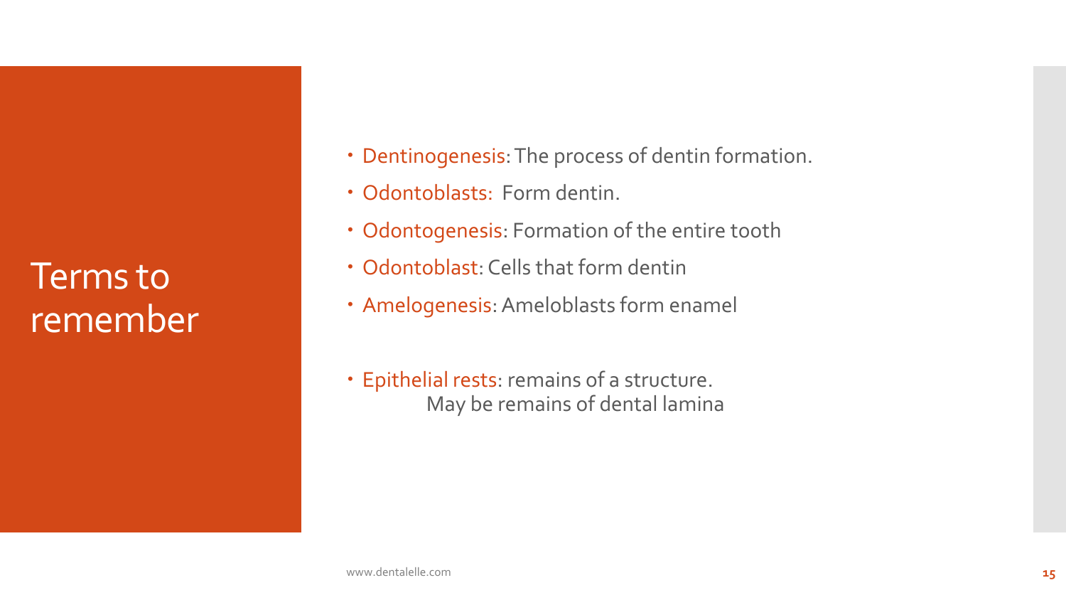# Terms to remember

- Dentinogenesis: The process of dentin formation.
- Odontoblasts: Form dentin.
- Odontogenesis: Formation of the entire tooth
- Odontoblast: Cells that form dentin
- Amelogenesis: Ameloblasts form enamel
- Epithelial rests: remains of a structure.
  May be remains of dental lamina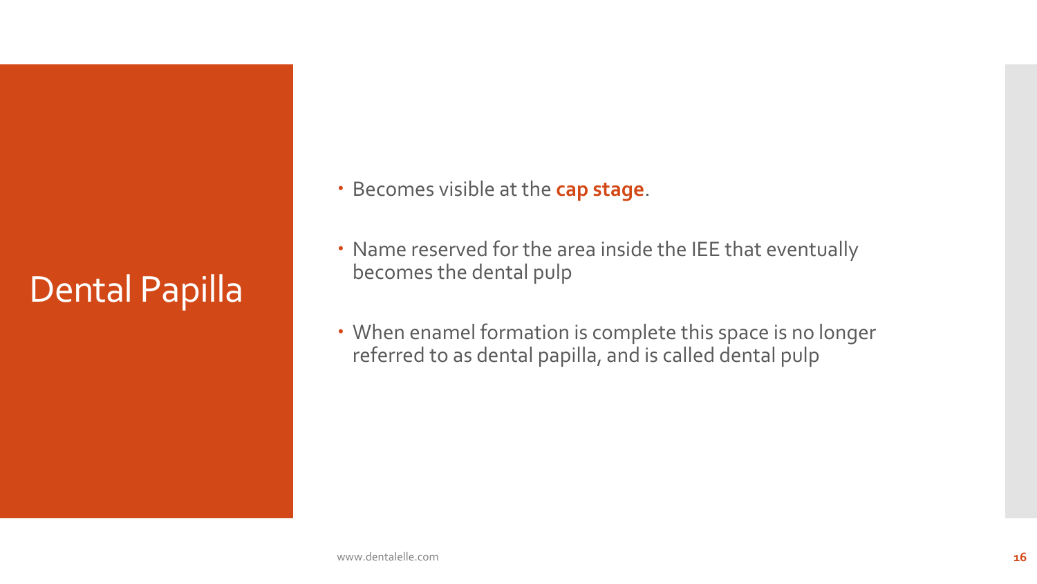# Dental Papilla

- Becomes visible at the **cap stage**.
- Name reserved for the area inside the IEE that eventually becomes the dental pulp
- When enamel formation is complete this space is no longer referred to as dental papilla, and is called dental pulp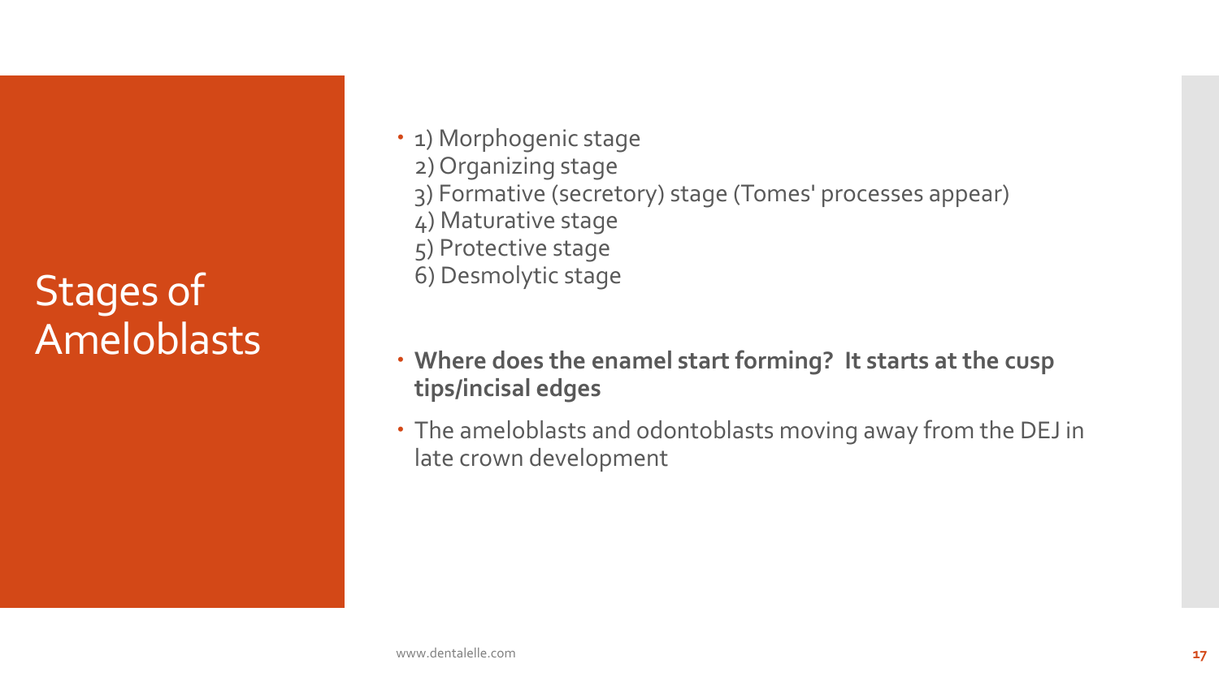# Stages of Ameloblasts

- 1) Morphogenic stage
  2) Organizing stage
  3) Formative (secretory) stage (Tomes' processes appear)
  4) Maturative stage
  5) Protective stage
  6) Desmolytic stage

- **Where does the enamel start forming? It starts at the cusp tips/incisal edges**
- The ameloblasts and odontoblasts moving away from the DEJ in late crown development

www.dentalelle.com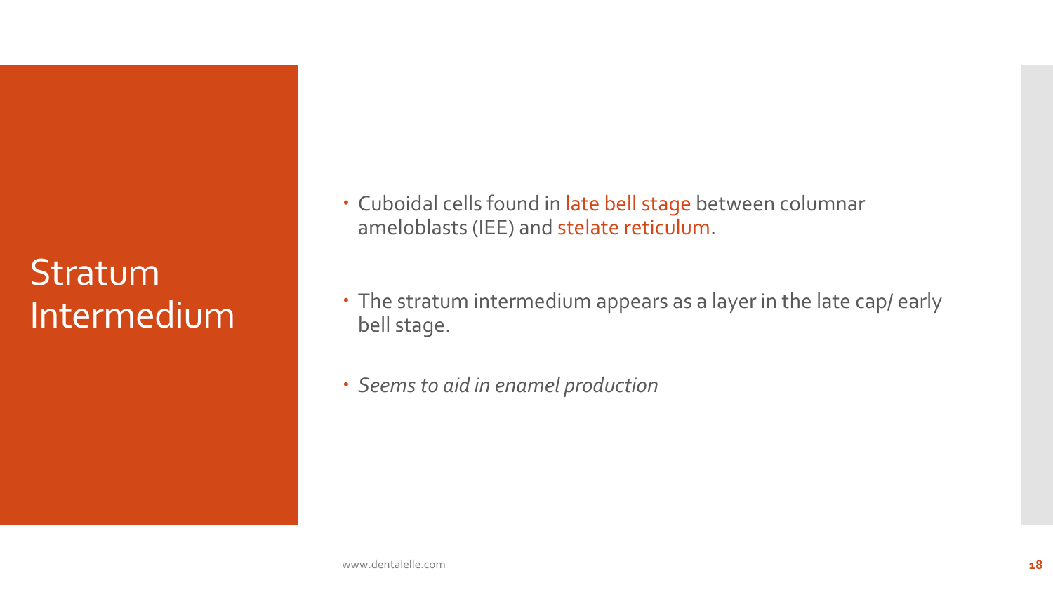# Stratum Intermedium

- Cuboidal cells found in late bell stage between columnar ameloblasts (IEE) and stelate reticulum.
- The stratum intermedium appears as a layer in the late cap/ early bell stage.
- *Seems to aid in enamel production*

www.dentalelle.com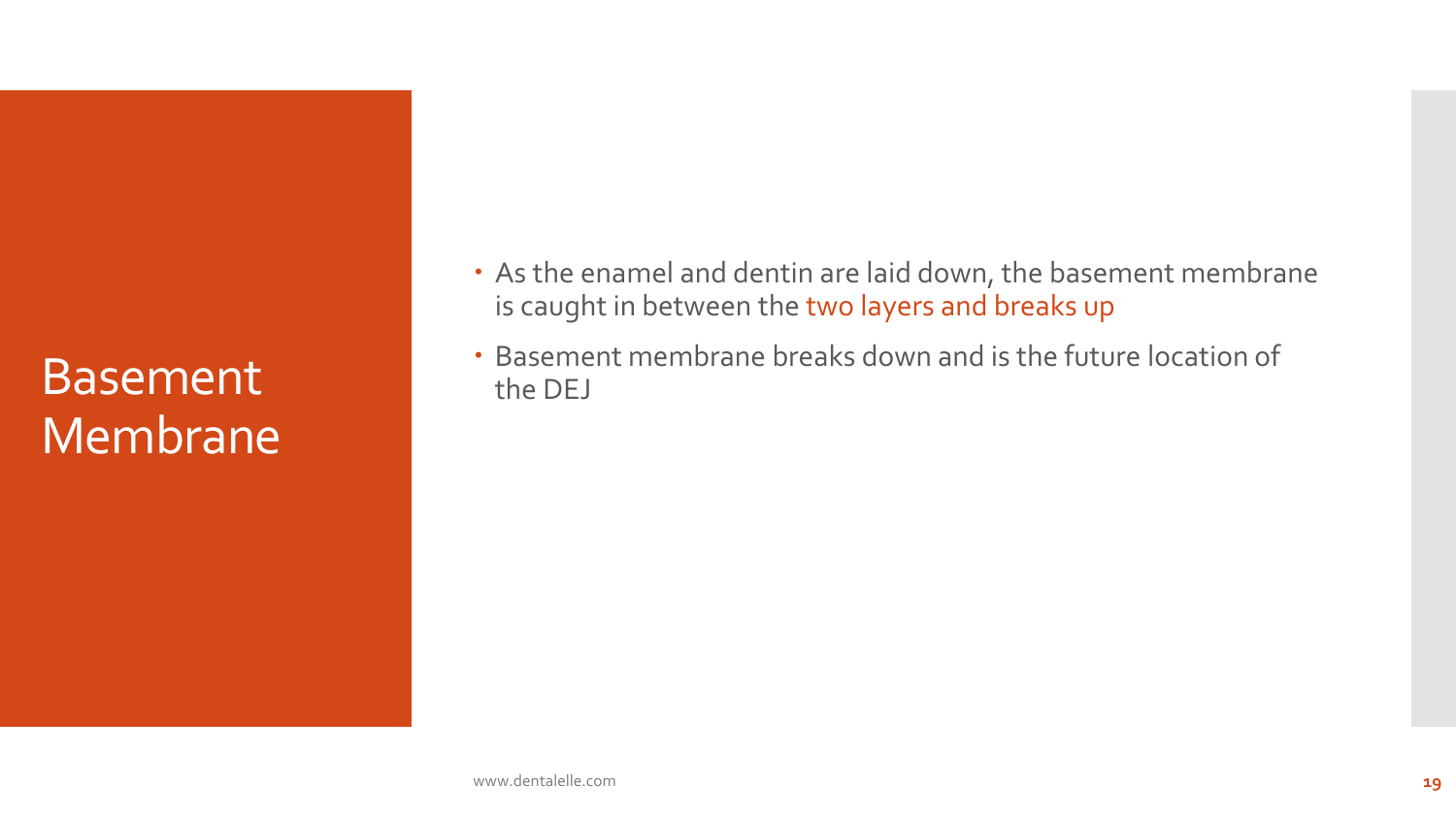# Basement Membrane

- As the enamel and dentin are laid down, the basement membrane is caught in between the two layers and breaks up
- Basement membrane breaks down and is the future location of the DEJ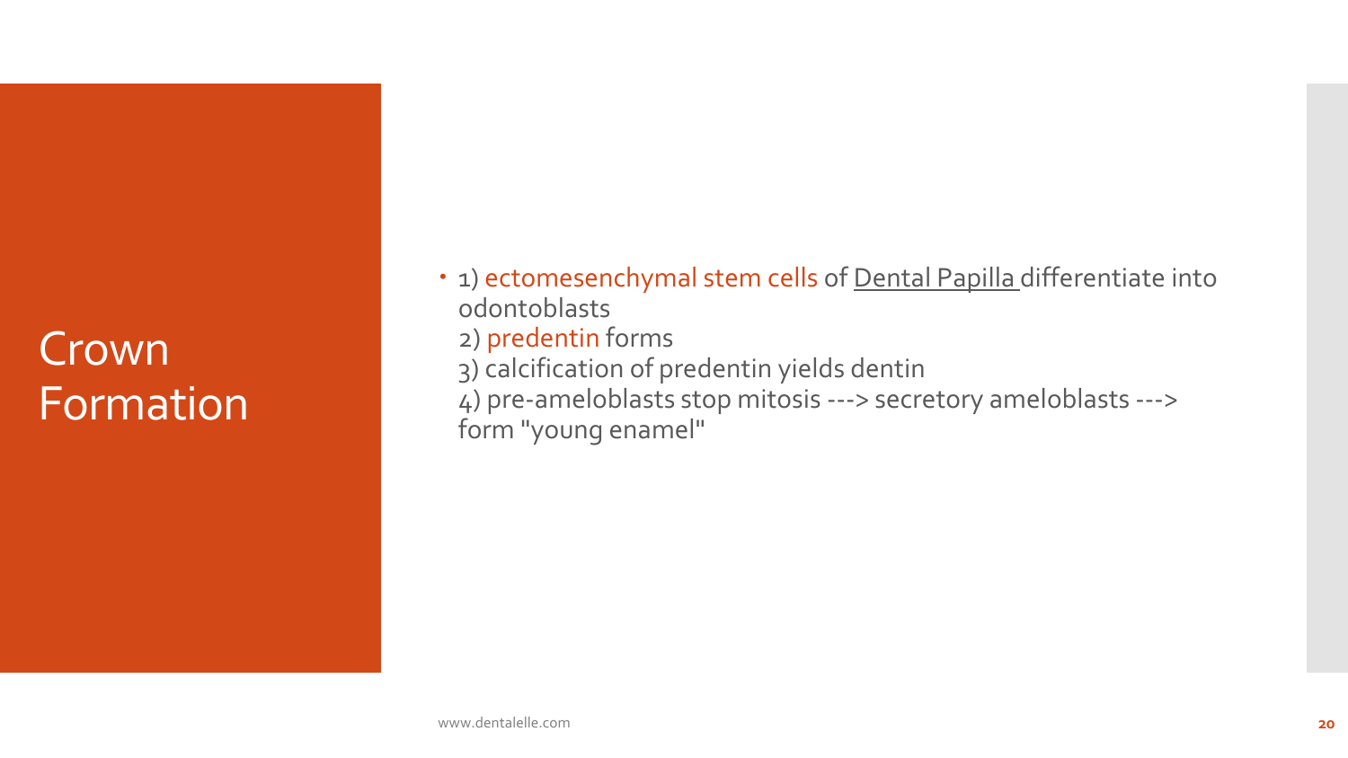# Crown Formation

- 1) ectomesenchymal stem cells of Dental Papilla differentiate into odontoblasts
  2) predentin forms
  3) calcification of predentin yields dentin
  4) pre-ameloblasts stop mitosis ---> secretory ameloblasts ---> form "young enamel"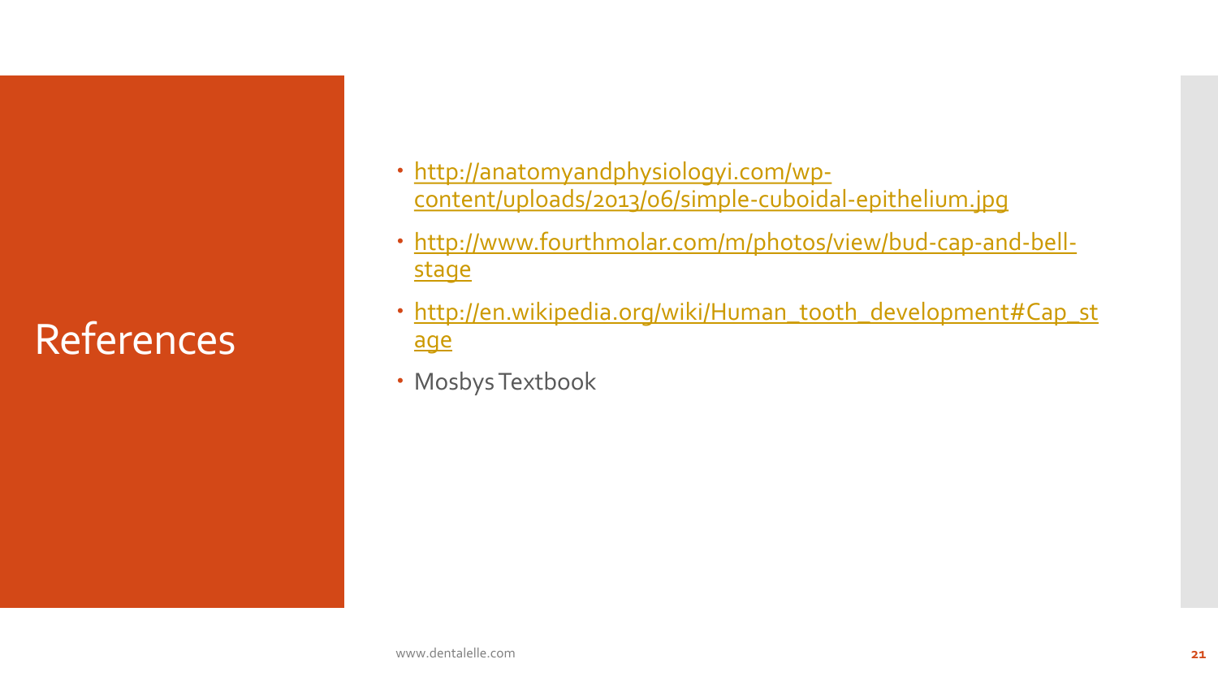# References

- http://anatomyandphysiologyi.com/wp-content/uploads/2013/06/simple-cuboidal-epithelium.jpg
- http://www.fourthmolar.com/m/photos/view/bud-cap-and-bell-stage
- http://en.wikipedia.org/wiki/Human_tooth_development#Cap_stage
- Mosbys Textbook